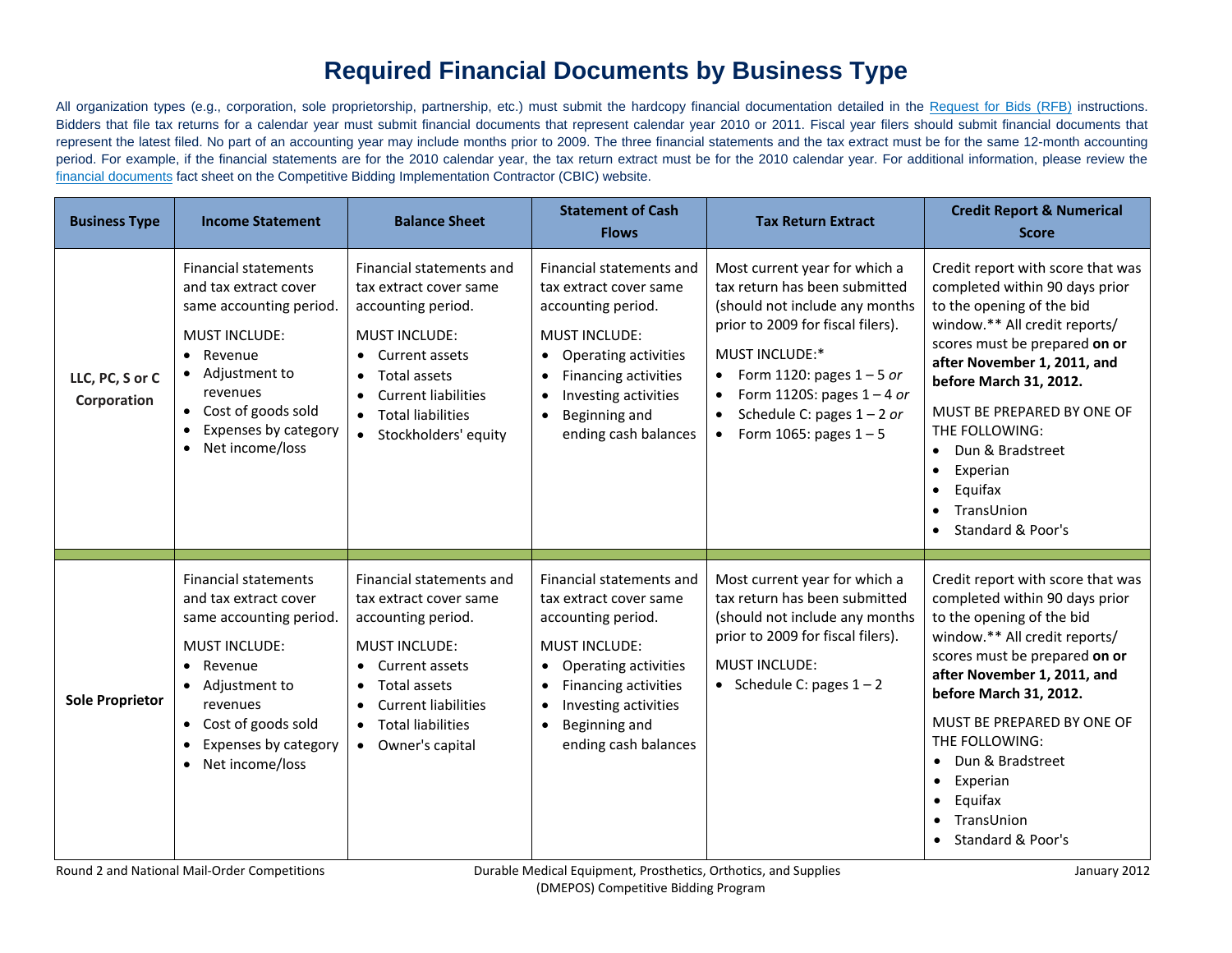# Required Financial Documents by Business Type

All organization types (e.g., corporation, sole proprietorship, partnership, etc.) must submit the hardcopy financial documentation detailed in the Request for Bids (RFB) instructions. Bidders that file tax returns for a calendar year must submit financial documents that represent calendar year 2010 or 2011. Fiscal year filers should submit financial documents that represent the latest filed. No part of an accounting year may include months prior to 2009. The three financial statements and the tax extract must be for the same 12-month accounting period. For example, if the financial statements are for the 2010 calendar year, the tax return extract must be for the 2010 calendar year. For additional information, please review the financial documents fact sheet on the Competitive Bidding Implementation Contractor (CBIC) website.

| Business Type | Income Statement | Balance Sheet | Statement of Cash Flows | Tax Return Extract | Credit Report & Numerical Score |
|---|---|---|---|---|---|
| **LLC, PC, S or C Corporation** | Financial statements and tax extract cover same accounting period.<br><br>MUST INCLUDE:<br>• Revenue<br>• Adjustment to revenues<br>• Cost of goods sold<br>• Expenses by category<br>• Net income/loss | Financial statements and tax extract cover same accounting period.<br><br>MUST INCLUDE:<br>• Current assets<br>• Total assets<br>• Current liabilities<br>• Total liabilities<br>• Stockholders' equity | Financial statements and tax extract cover same accounting period.<br><br>MUST INCLUDE:<br>• Operating activities<br>• Financing activities<br>• Investing activities<br>• Beginning and ending cash balances | Most current year for which a tax return has been submitted (should not include any months prior to 2009 for fiscal filers).<br><br>MUST INCLUDE:*<br>• Form 1120: pages 1 – 5 *or*<br>• Form 1120S: pages 1 – 4 *or*<br>• Schedule C: pages 1 – 2 *or*<br>• Form 1065: pages 1 – 5 | Credit report with score that was completed within 90 days prior to the opening of the bid window.** All credit reports/ scores must be prepared **on or after November 1, 2011, and before March 31, 2012.**<br><br>MUST BE PREPARED BY ONE OF THE FOLLOWING:<br>• Dun & Bradstreet<br>• Experian<br>• Equifax<br>• TransUnion<br>• Standard & Poor's |
| **Sole Proprietor** | Financial statements and tax extract cover same accounting period.<br><br>MUST INCLUDE:<br>• Revenue<br>• Adjustment to revenues<br>• Cost of goods sold<br>• Expenses by category<br>• Net income/loss | Financial statements and tax extract cover same accounting period.<br><br>MUST INCLUDE:<br>• Current assets<br>• Total assets<br>• Current liabilities<br>• Total liabilities<br>• Owner's capital | Financial statements and tax extract cover same accounting period.<br><br>MUST INCLUDE:<br>• Operating activities<br>• Financing activities<br>• Investing activities<br>• Beginning and ending cash balances | Most current year for which a tax return has been submitted (should not include any months prior to 2009 for fiscal filers).<br><br>MUST INCLUDE:<br>• Schedule C: pages 1 – 2 | Credit report with score that was completed within 90 days prior to the opening of the bid window.** All credit reports/ scores must be prepared **on or after November 1, 2011, and before March 31, 2012.**<br><br>MUST BE PREPARED BY ONE OF THE FOLLOWING:<br>• Dun & Bradstreet<br>• Experian<br>• Equifax<br>• TransUnion<br>• Standard & Poor's |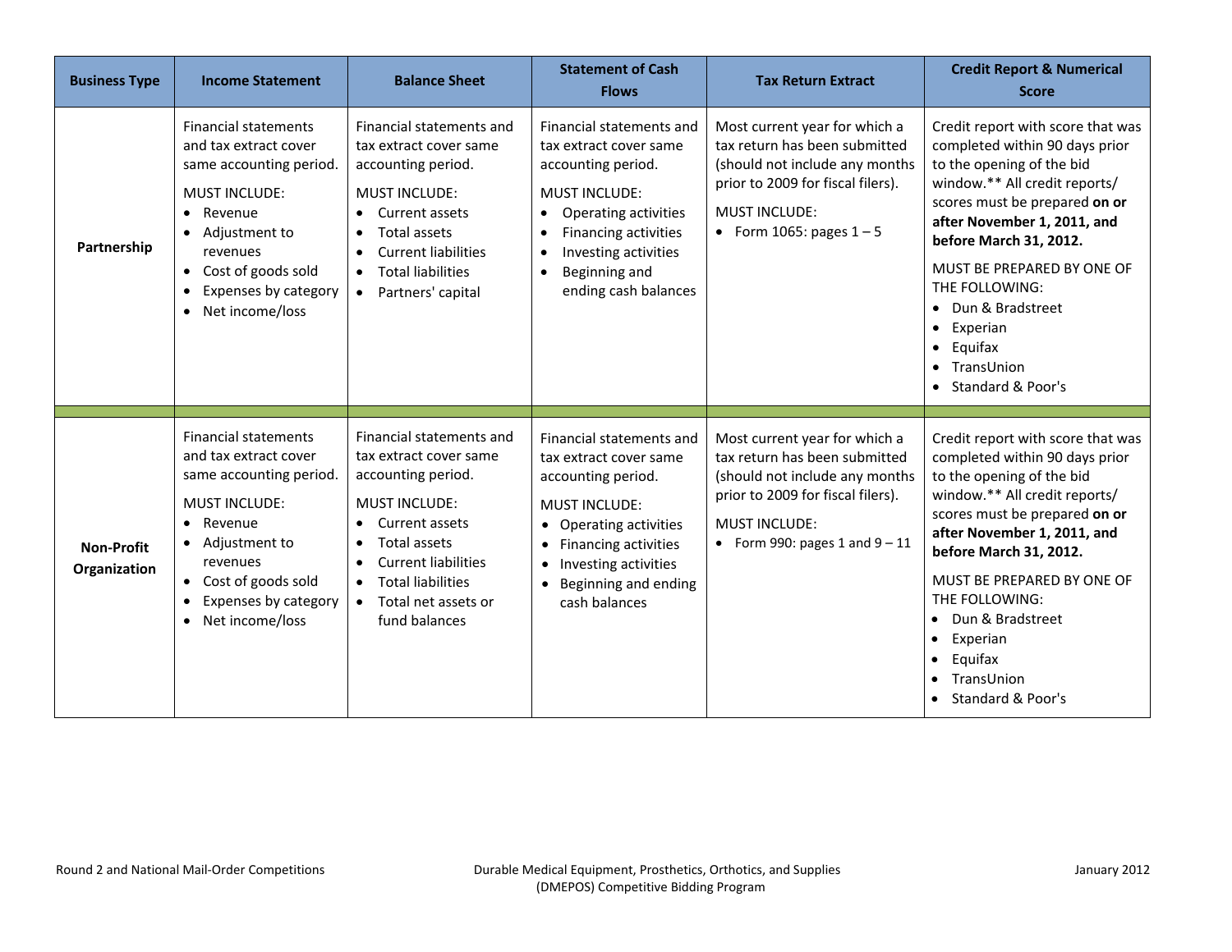| Business Type | Income Statement | Balance Sheet | Statement of Cash Flows | Tax Return Extract | Credit Report & Numerical Score |
|---|---|---|---|---|---|
| **Partnership** | Financial statements and tax extract cover same accounting period.<br>MUST INCLUDE:<br>• Revenue<br>• Adjustment to revenues<br>• Cost of goods sold<br>• Expenses by category<br>• Net income/loss | Financial statements and tax extract cover same accounting period.<br>MUST INCLUDE:<br>• Current assets<br>• Total assets<br>• Current liabilities<br>• Total liabilities<br>• Partners' capital | Financial statements and tax extract cover same accounting period.<br>MUST INCLUDE:<br>• Operating activities<br>• Financing activities<br>• Investing activities<br>• Beginning and ending cash balances | Most current year for which a tax return has been submitted (should not include any months prior to 2009 for fiscal filers).<br>MUST INCLUDE:<br>• Form 1065: pages 1 – 5 | Credit report with score that was completed within 90 days prior to the opening of the bid window.** All credit reports/ scores must be prepared **on or after November 1, 2011, and before March 31, 2012.**<br>MUST BE PREPARED BY ONE OF THE FOLLOWING:<br>• Dun & Bradstreet<br>• Experian<br>• Equifax<br>• TransUnion<br>• Standard & Poor's |
| **Non-Profit Organization** | Financial statements and tax extract cover same accounting period.<br>MUST INCLUDE:<br>• Revenue<br>• Adjustment to revenues<br>• Cost of goods sold<br>• Expenses by category<br>• Net income/loss | Financial statements and tax extract cover same accounting period.<br>MUST INCLUDE:<br>• Current assets<br>• Total assets<br>• Current liabilities<br>• Total liabilities<br>• Total net assets or fund balances | Financial statements and tax extract cover same accounting period.<br>MUST INCLUDE:<br>• Operating activities<br>• Financing activities<br>• Investing activities<br>• Beginning and ending cash balances | Most current year for which a tax return has been submitted (should not include any months prior to 2009 for fiscal filers).<br>MUST INCLUDE:<br>• Form 990: pages 1 and 9 – 11 | Credit report with score that was completed within 90 days prior to the opening of the bid window.** All credit reports/ scores must be prepared **on or after November 1, 2011, and before March 31, 2012.**<br>MUST BE PREPARED BY ONE OF THE FOLLOWING:<br>• Dun & Bradstreet<br>• Experian<br>• Equifax<br>• TransUnion<br>• Standard & Poor's |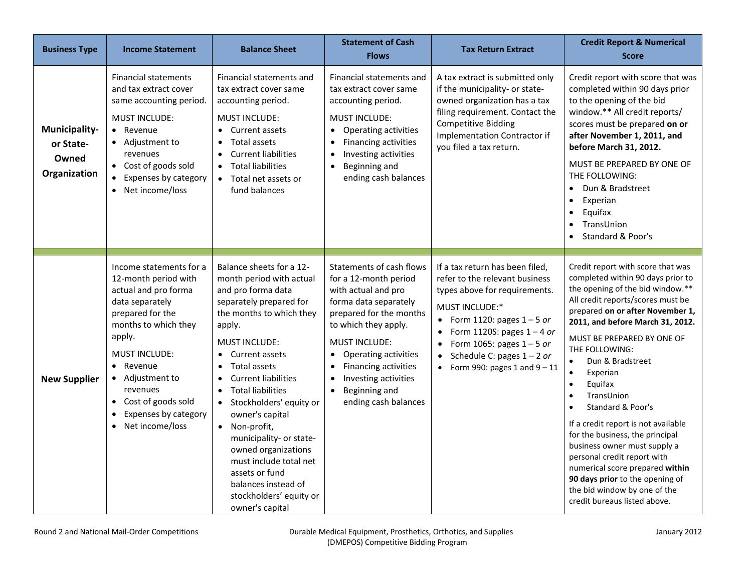| Business Type | Income Statement | Balance Sheet | Statement of Cash Flows | Tax Return Extract | Credit Report & Numerical Score |
|---|---|---|---|---|---|
| **Municipality- or State-Owned Organization** | Financial statements and tax extract cover same accounting period.<br><br>MUST INCLUDE:<br>• Revenue<br>• Adjustment to revenues<br>• Cost of goods sold<br>• Expenses by category<br>• Net income/loss | Financial statements and tax extract cover same accounting period.<br><br>MUST INCLUDE:<br>• Current assets<br>• Total assets<br>• Current liabilities<br>• Total liabilities<br>• Total net assets or fund balances | Financial statements and tax extract cover same accounting period.<br><br>MUST INCLUDE:<br>• Operating activities<br>• Financing activities<br>• Investing activities<br>• Beginning and ending cash balances | A tax extract is submitted only if the municipality- or state-owned organization has a tax filing requirement. Contact the Competitive Bidding Implementation Contractor if you filed a tax return. | Credit report with score that was completed within 90 days prior to the opening of the bid window.** All credit reports/ scores must be prepared **on or after November 1, 2011, and before March 31, 2012.**<br><br>MUST BE PREPARED BY ONE OF THE FOLLOWING:<br>• Dun & Bradstreet<br>• Experian<br>• Equifax<br>• TransUnion<br>• Standard & Poor's |
| **New Supplier** | Income statements for a 12-month period with actual and pro forma data separately prepared for the months to which they apply.<br><br>MUST INCLUDE:<br>• Revenue<br>• Adjustment to revenues<br>• Cost of goods sold<br>• Expenses by category<br>• Net income/loss | Balance sheets for a 12-month period with actual and pro forma data separately prepared for the months to which they apply.<br><br>MUST INCLUDE:<br>• Current assets<br>• Total assets<br>• Current liabilities<br>• Total liabilities<br>• Stockholders' equity or owner's capital<br>• Non-profit, municipality- or state-owned organizations must include total net assets or fund balances instead of stockholders' equity or owner's capital | Statements of cash flows for a 12-month period with actual and pro forma data separately prepared for the months to which they apply.<br><br>MUST INCLUDE:<br>• Operating activities<br>• Financing activities<br>• Investing activities<br>• Beginning and ending cash balances | If a tax return has been filed, refer to the relevant business types above for requirements.<br><br>MUST INCLUDE:*<br>• Form 1120: pages 1 – 5 *or*<br>• Form 1120S: pages 1 – 4 *or*<br>• Form 1065: pages 1 – 5 *or*<br>• Schedule C: pages 1 – 2 *or*<br>• Form 990: pages 1 and 9 – 11 | Credit report with score that was completed within 90 days prior to the opening of the bid window.** All credit reports/scores must be prepared **on or after November 1, 2011, and before March 31, 2012.**<br><br>MUST BE PREPARED BY ONE OF THE FOLLOWING:<br>• Dun & Bradstreet<br>• Experian<br>• Equifax<br>• TransUnion<br>• Standard & Poor's<br><br>If a credit report is not available for the business, the principal business owner must supply a personal credit report with numerical score prepared **within 90 days prior** to the opening of the bid window by one of the credit bureaus listed above. |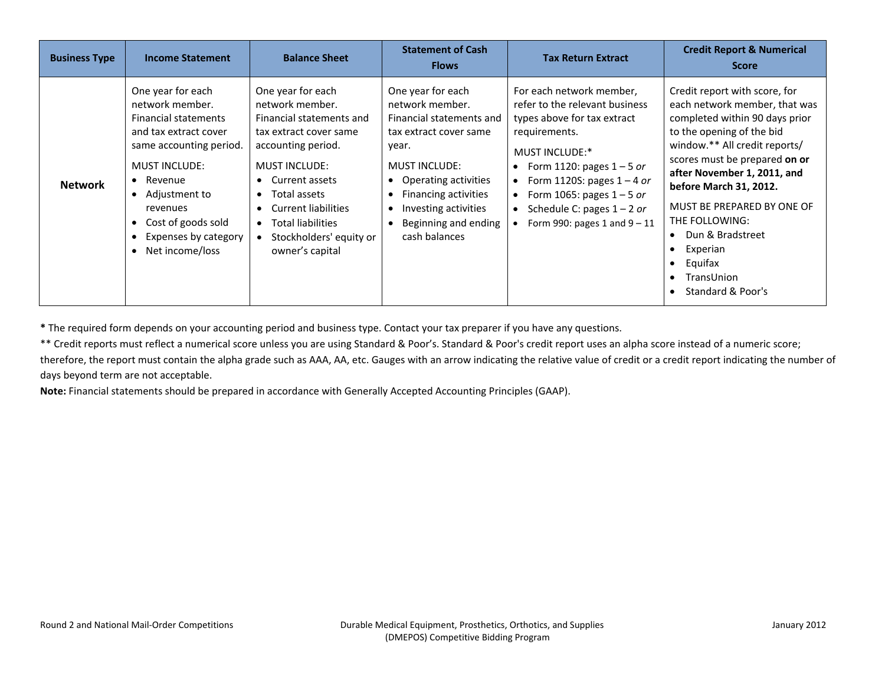| Business Type | Income Statement | Balance Sheet | Statement of Cash Flows | Tax Return Extract | Credit Report & Numerical Score |
|---|---|---|---|---|---|
| **Network** | One year for each network member. Financial statements and tax extract cover same accounting period.<br><br>MUST INCLUDE:<br>• Revenue<br>• Adjustment to revenues<br>• Cost of goods sold<br>• Expenses by category<br>• Net income/loss | One year for each network member. Financial statements and tax extract cover same accounting period.<br><br>MUST INCLUDE:<br>• Current assets<br>• Total assets<br>• Current liabilities<br>• Total liabilities<br>• Stockholders' equity or owner's capital | One year for each network member. Financial statements and tax extract cover same year.<br><br>MUST INCLUDE:<br>• Operating activities<br>• Financing activities<br>• Investing activities<br>• Beginning and ending cash balances | For each network member, refer to the relevant business types above for tax extract requirements.<br><br>MUST INCLUDE:*<br>• Form 1120: pages 1 – 5 *or*<br>• Form 1120S: pages 1 – 4 *or*<br>• Form 1065: pages 1 – 5 *or*<br>• Schedule C: pages 1 – 2 *or*<br>• Form 990: pages 1 and 9 – 11 | Credit report with score, for each network member, that was completed within 90 days prior to the opening of the bid window.** All credit reports/ scores must be prepared **on or after November 1, 2011, and before March 31, 2012.**<br><br>MUST BE PREPARED BY ONE OF THE FOLLOWING:<br>• Dun & Bradstreet<br>• Experian<br>• Equifax<br>• TransUnion<br>• Standard & Poor's |

**\*** The required form depends on your accounting period and business type. Contact your tax preparer if you have any questions.

** Credit reports must reflect a numerical score unless you are using Standard & Poor's. Standard & Poor's credit report uses an alpha score instead of a numeric score; therefore, the report must contain the alpha grade such as AAA, AA, etc. Gauges with an arrow indicating the relative value of credit or a credit report indicating the number of days beyond term are not acceptable.

**Note:** Financial statements should be prepared in accordance with Generally Accepted Accounting Principles (GAAP).